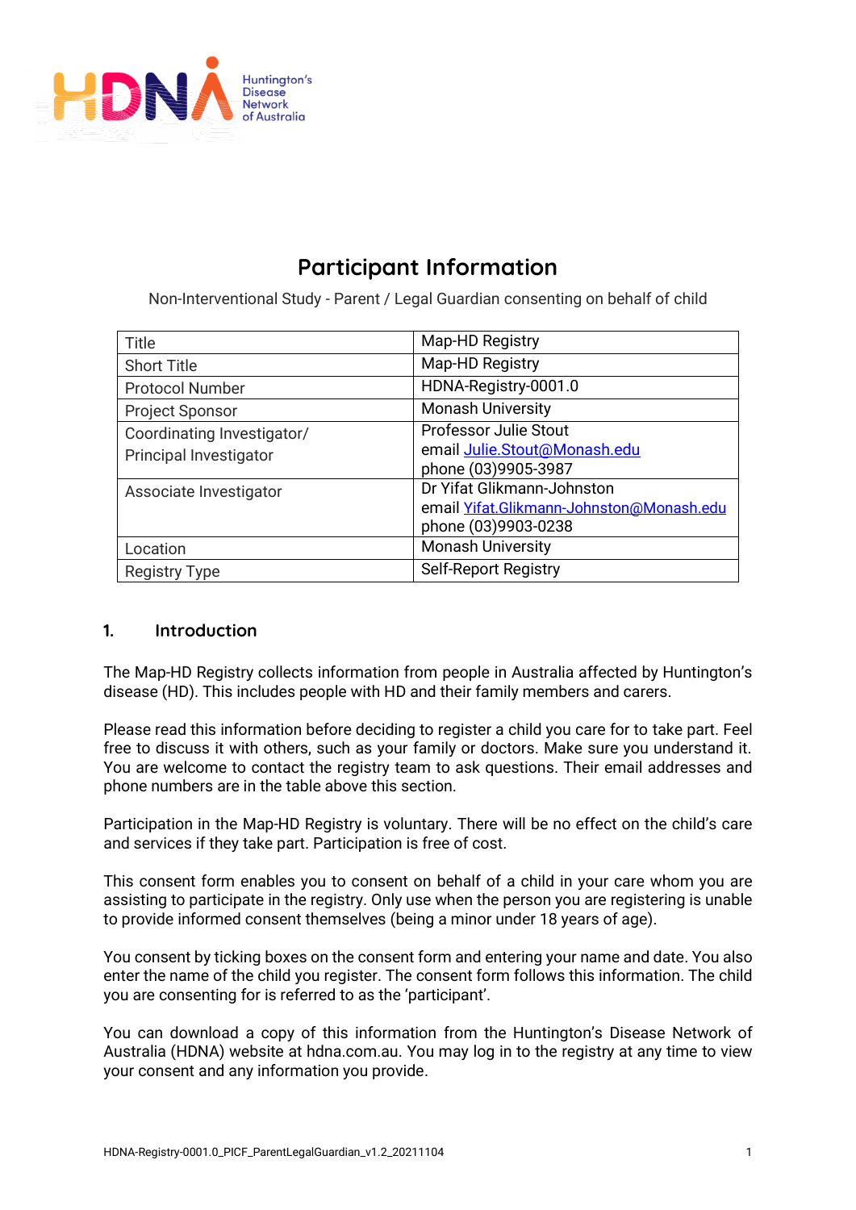# Participant Information

Non-Interventional Study - Parent / Legal Guardian consenting on behalf of child

| Title | Map-HD Registry |
|---|---|
| Short Title | Map-HD Registry |
| Protocol Number | HDNA-Registry-0001.0 |
| Project Sponsor | Monash University |
| Coordinating Investigator/ Principal Investigator | Professor Julie Stout<br>email Julie.Stout@Monash.edu<br>phone (03)9905-3987 |
| Associate Investigator | Dr Yifat Glikmann-Johnston<br>email Yifat.Glikmann-Johnston@Monash.edu<br>phone (03)9903-0238 |
| Location | Monash University |
| Registry Type | Self-Report Registry |

## 1. Introduction

The Map-HD Registry collects information from people in Australia affected by Huntington's disease (HD). This includes people with HD and their family members and carers.

Please read this information before deciding to register a child you care for to take part. Feel free to discuss it with others, such as your family or doctors. Make sure you understand it. You are welcome to contact the registry team to ask questions. Their email addresses and phone numbers are in the table above this section.

Participation in the Map-HD Registry is voluntary. There will be no effect on the child's care and services if they take part. Participation is free of cost.

This consent form enables you to consent on behalf of a child in your care whom you are assisting to participate in the registry. Only use when the person you are registering is unable to provide informed consent themselves (being a minor under 18 years of age).

You consent by ticking boxes on the consent form and entering your name and date. You also enter the name of the child you register. The consent form follows this information. The child you are consenting for is referred to as the 'participant'.

You can download a copy of this information from the Huntington's Disease Network of Australia (HDNA) website at hdna.com.au. You may log in to the registry at any time to view your consent and any information you provide.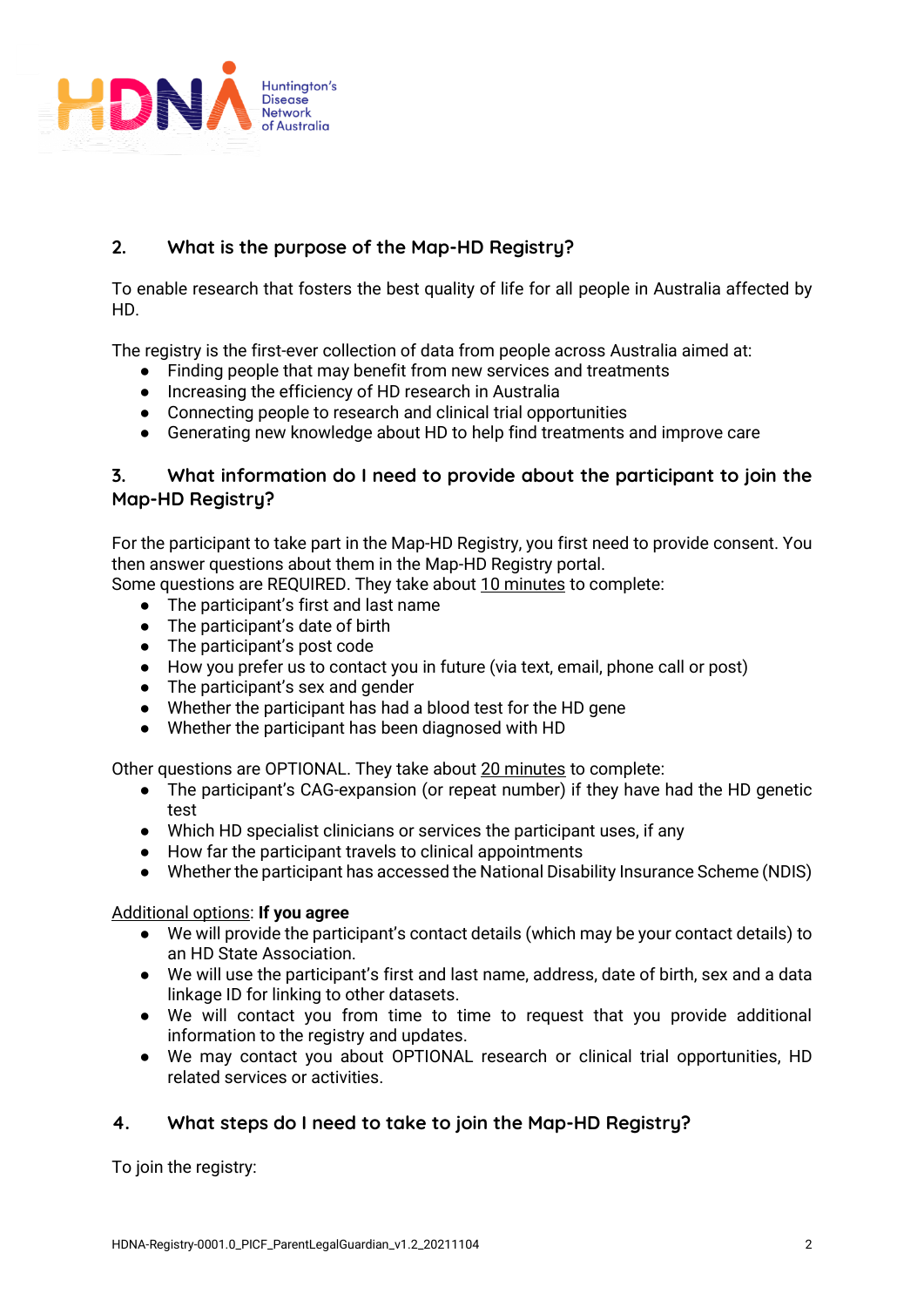## 2. What is the purpose of the Map-HD Registry?

To enable research that fosters the best quality of life for all people in Australia affected by HD.

The registry is the first-ever collection of data from people across Australia aimed at:

- Finding people that may benefit from new services and treatments
- Increasing the efficiency of HD research in Australia
- Connecting people to research and clinical trial opportunities
- Generating new knowledge about HD to help find treatments and improve care

## 3. What information do I need to provide about the participant to join the Map-HD Registry?

For the participant to take part in the Map-HD Registry, you first need to provide consent. You then answer questions about them in the Map-HD Registry portal.
Some questions are REQUIRED. They take about 10 minutes to complete:

- The participant's first and last name
- The participant's date of birth
- The participant's post code
- How you prefer us to contact you in future (via text, email, phone call or post)
- The participant's sex and gender
- Whether the participant has had a blood test for the HD gene
- Whether the participant has been diagnosed with HD

Other questions are OPTIONAL. They take about 20 minutes to complete:

- The participant's CAG-expansion (or repeat number) if they have had the HD genetic test
- Which HD specialist clinicians or services the participant uses, if any
- How far the participant travels to clinical appointments
- Whether the participant has accessed the National Disability Insurance Scheme (NDIS)

Additional options: **If you agree**

- We will provide the participant's contact details (which may be your contact details) to an HD State Association.
- We will use the participant's first and last name, address, date of birth, sex and a data linkage ID for linking to other datasets.
- We will contact you from time to time to request that you provide additional information to the registry and updates.
- We may contact you about OPTIONAL research or clinical trial opportunities, HD related services or activities.

## 4. What steps do I need to take to join the Map-HD Registry?

To join the registry: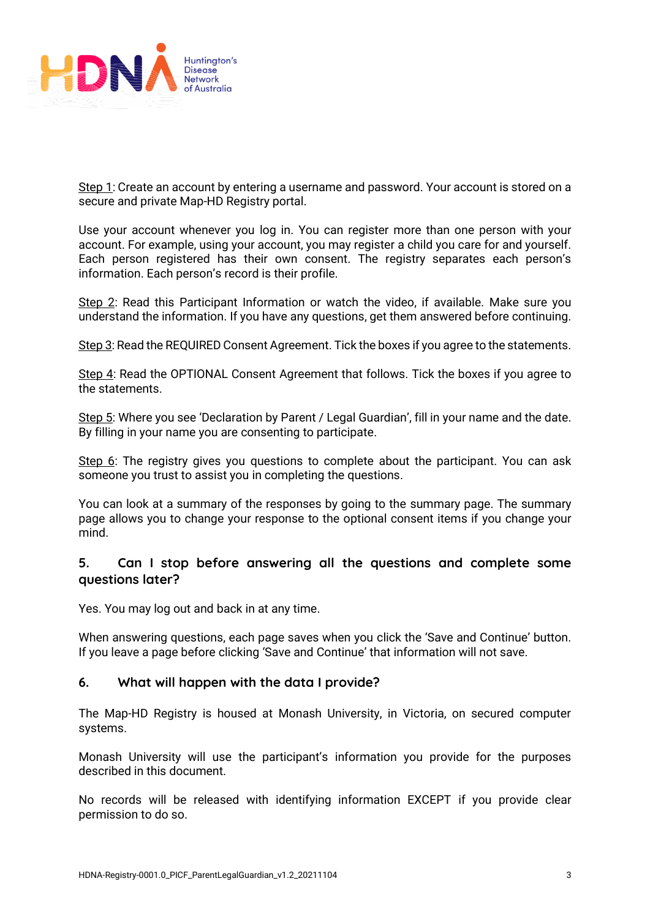<u>Step 1</u>: Create an account by entering a username and password. Your account is stored on a secure and private Map-HD Registry portal.

Use your account whenever you log in. You can register more than one person with your account. For example, using your account, you may register a child you care for and yourself. Each person registered has their own consent. The registry separates each person's information. Each person's record is their profile.

<u>Step 2</u>: Read this Participant Information or watch the video, if available. Make sure you understand the information. If you have any questions, get them answered before continuing.

<u>Step 3</u>: Read the REQUIRED Consent Agreement. Tick the boxes if you agree to the statements.

<u>Step 4</u>: Read the OPTIONAL Consent Agreement that follows. Tick the boxes if you agree to the statements.

<u>Step 5</u>: Where you see 'Declaration by Parent / Legal Guardian', fill in your name and the date. By filling in your name you are consenting to participate.

<u>Step 6</u>: The registry gives you questions to complete about the participant. You can ask someone you trust to assist you in completing the questions.

You can look at a summary of the responses by going to the summary page. The summary page allows you to change your response to the optional consent items if you change your mind.

### 5. Can I stop before answering all the questions and complete some questions later?

Yes. You may log out and back in at any time.

When answering questions, each page saves when you click the 'Save and Continue' button. If you leave a page before clicking 'Save and Continue' that information will not save.

### 6. What will happen with the data I provide?

The Map-HD Registry is housed at Monash University, in Victoria, on secured computer systems.

Monash University will use the participant's information you provide for the purposes described in this document.

No records will be released with identifying information EXCEPT if you provide clear permission to do so.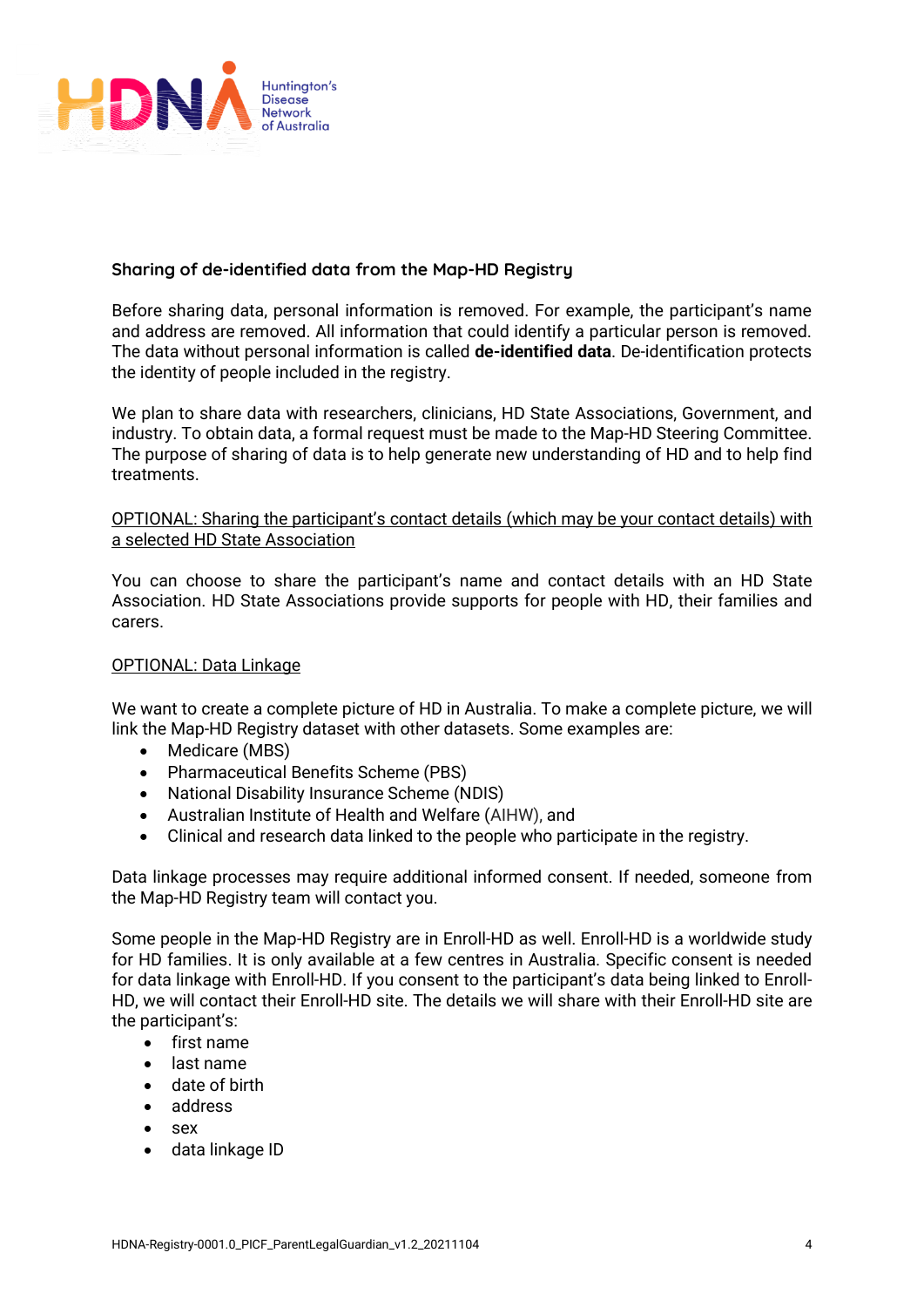### Sharing of de-identified data from the Map-HD Registry

Before sharing data, personal information is removed. For example, the participant's name and address are removed. All information that could identify a particular person is removed. The data without personal information is called **de-identified data**. De-identification protects the identity of people included in the registry.

We plan to share data with researchers, clinicians, HD State Associations, Government, and industry. To obtain data, a formal request must be made to the Map-HD Steering Committee. The purpose of sharing of data is to help generate new understanding of HD and to help find treatments.

OPTIONAL: Sharing the participant's contact details (which may be your contact details) with a selected HD State Association

You can choose to share the participant's name and contact details with an HD State Association. HD State Associations provide supports for people with HD, their families and carers.

OPTIONAL: Data Linkage

We want to create a complete picture of HD in Australia. To make a complete picture, we will link the Map-HD Registry dataset with other datasets. Some examples are:

- Medicare (MBS)
- Pharmaceutical Benefits Scheme (PBS)
- National Disability Insurance Scheme (NDIS)
- Australian Institute of Health and Welfare (AIHW), and
- Clinical and research data linked to the people who participate in the registry.

Data linkage processes may require additional informed consent. If needed, someone from the Map-HD Registry team will contact you.

Some people in the Map-HD Registry are in Enroll-HD as well. Enroll-HD is a worldwide study for HD families. It is only available at a few centres in Australia. Specific consent is needed for data linkage with Enroll-HD. If you consent to the participant's data being linked to Enroll-HD, we will contact their Enroll-HD site. The details we will share with their Enroll-HD site are the participant's:

- first name
- last name
- date of birth
- address
- sex
- data linkage ID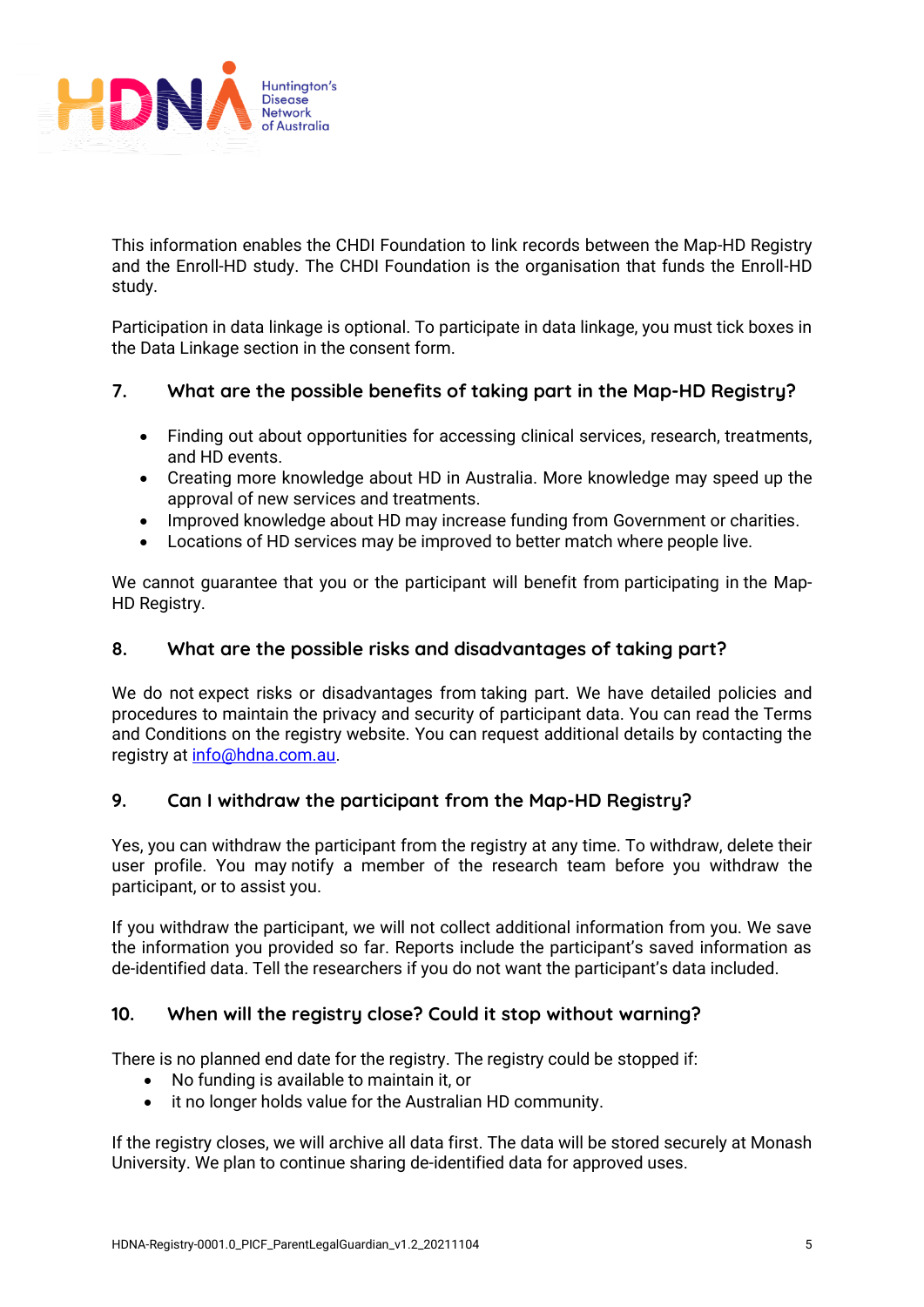This information enables the CHDI Foundation to link records between the Map-HD Registry and the Enroll-HD study. The CHDI Foundation is the organisation that funds the Enroll-HD study.

Participation in data linkage is optional. To participate in data linkage, you must tick boxes in the Data Linkage section in the consent form.

## 7. What are the possible benefits of taking part in the Map-HD Registry?

- Finding out about opportunities for accessing clinical services, research, treatments, and HD events.
- Creating more knowledge about HD in Australia. More knowledge may speed up the approval of new services and treatments.
- Improved knowledge about HD may increase funding from Government or charities.
- Locations of HD services may be improved to better match where people live.

We cannot guarantee that you or the participant will benefit from participating in the Map-HD Registry.

## 8. What are the possible risks and disadvantages of taking part?

We do not expect risks or disadvantages from taking part. We have detailed policies and procedures to maintain the privacy and security of participant data. You can read the Terms and Conditions on the registry website. You can request additional details by contacting the registry at info@hdna.com.au.

## 9. Can I withdraw the participant from the Map-HD Registry?

Yes, you can withdraw the participant from the registry at any time. To withdraw, delete their user profile. You may notify a member of the research team before you withdraw the participant, or to assist you.

If you withdraw the participant, we will not collect additional information from you. We save the information you provided so far. Reports include the participant's saved information as de-identified data. Tell the researchers if you do not want the participant's data included.

## 10. When will the registry close? Could it stop without warning?

There is no planned end date for the registry. The registry could be stopped if:

- No funding is available to maintain it, or
- it no longer holds value for the Australian HD community.

If the registry closes, we will archive all data first. The data will be stored securely at Monash University. We plan to continue sharing de-identified data for approved uses.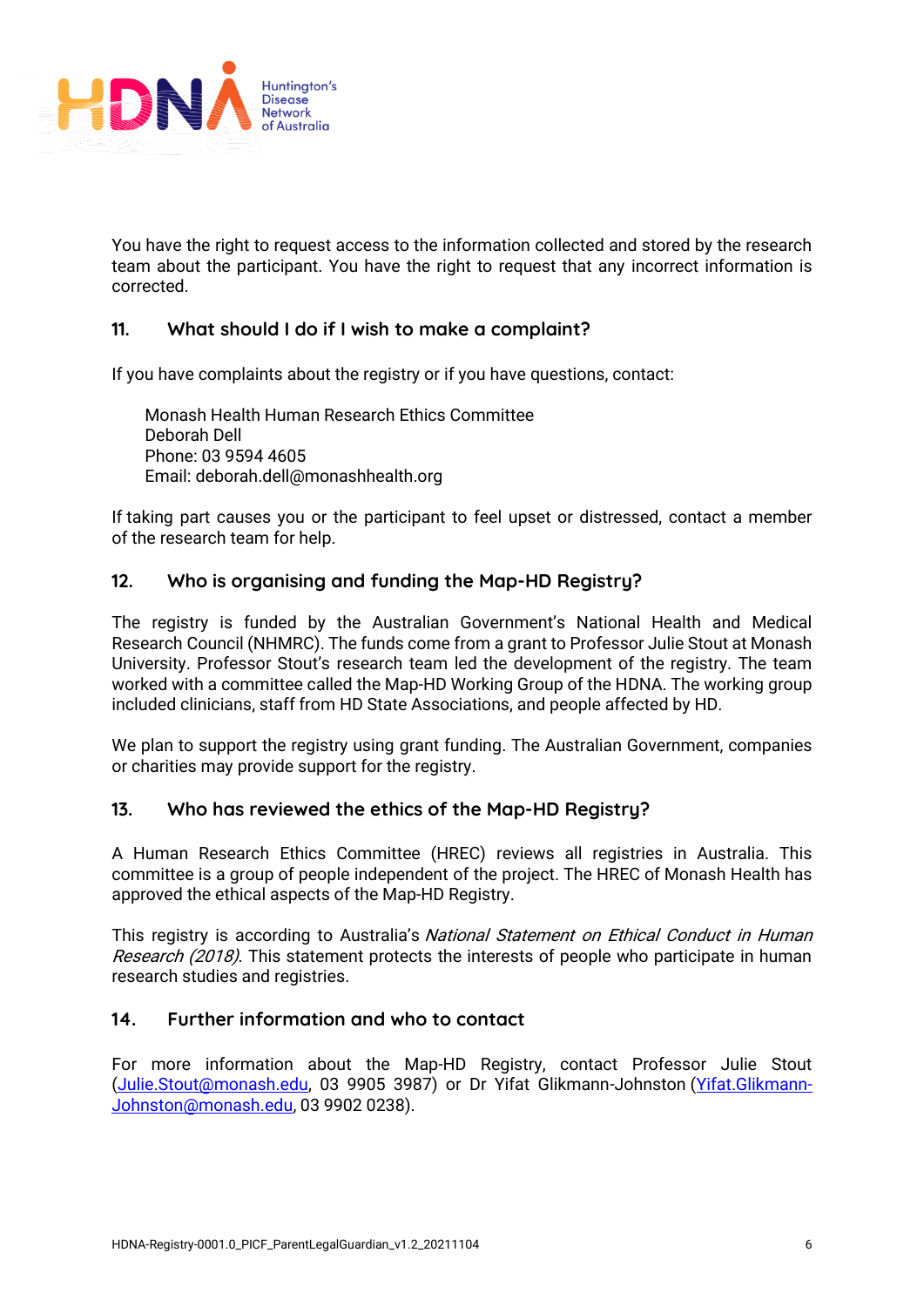You have the right to request access to the information collected and stored by the research team about the participant. You have the right to request that any incorrect information is corrected.

## 11. What should I do if I wish to make a complaint?

If you have complaints about the registry or if you have questions, contact:

Monash Health Human Research Ethics Committee
Deborah Dell
Phone: 03 9594 4605
Email: deborah.dell@monashhealth.org

If taking part causes you or the participant to feel upset or distressed, contact a member of the research team for help.

## 12. Who is organising and funding the Map-HD Registry?

The registry is funded by the Australian Government's National Health and Medical Research Council (NHMRC). The funds come from a grant to Professor Julie Stout at Monash University. Professor Stout's research team led the development of the registry. The team worked with a committee called the Map-HD Working Group of the HDNA. The working group included clinicians, staff from HD State Associations, and people affected by HD.

We plan to support the registry using grant funding. The Australian Government, companies or charities may provide support for the registry.

## 13. Who has reviewed the ethics of the Map-HD Registry?

A Human Research Ethics Committee (HREC) reviews all registries in Australia. This committee is a group of people independent of the project. The HREC of Monash Health has approved the ethical aspects of the Map-HD Registry.

This registry is according to Australia's *National Statement on Ethical Conduct in Human Research (2018)*. This statement protects the interests of people who participate in human research studies and registries.

## 14. Further information and who to contact

For more information about the Map-HD Registry, contact Professor Julie Stout (Julie.Stout@monash.edu, 03 9905 3987) or Dr Yifat Glikmann-Johnston (Yifat.Glikmann-Johnston@monash.edu, 03 9902 0238).

HDNA-Registry-0001.0_PICF_ParentLegalGuardian_v1.2_20211104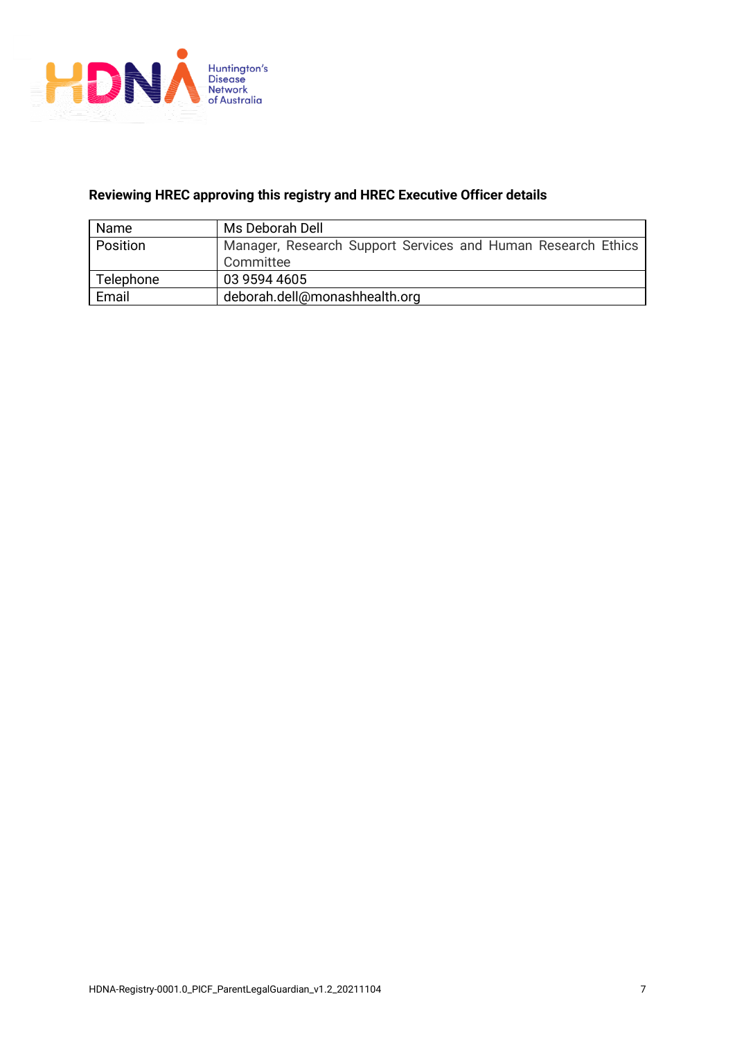**Reviewing HREC approving this registry and HREC Executive Officer details**

| Name | Ms Deborah Dell |
|---|---|
| Position | Manager, Research Support Services and Human Research Ethics Committee |
| Telephone | 03 9594 4605 |
| Email | deborah.dell@monashhealth.org |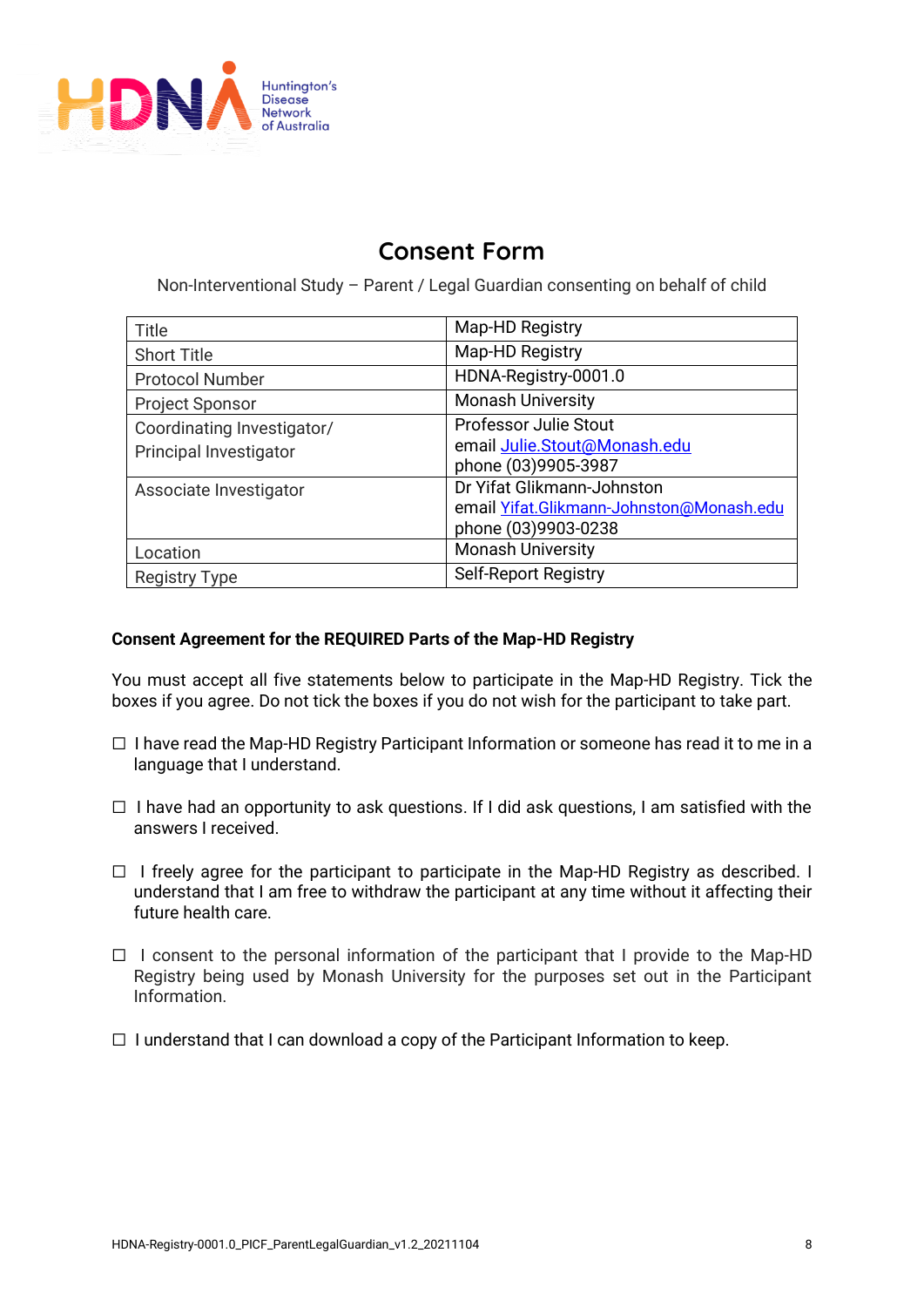# Consent Form

Non-Interventional Study – Parent / Legal Guardian consenting on behalf of child

| Title | Map-HD Registry |
|---|---|
| Short Title | Map-HD Registry |
| Protocol Number | HDNA-Registry-0001.0 |
| Project Sponsor | Monash University |
| Coordinating Investigator/ Principal Investigator | Professor Julie Stout<br>email Julie.Stout@Monash.edu<br>phone (03)9905-3987 |
| Associate Investigator | Dr Yifat Glikmann-Johnston<br>email Yifat.Glikmann-Johnston@Monash.edu<br>phone (03)9903-0238 |
| Location | Monash University |
| Registry Type | Self-Report Registry |

**Consent Agreement for the REQUIRED Parts of the Map-HD Registry**

You must accept all five statements below to participate in the Map-HD Registry. Tick the boxes if you agree. Do not tick the boxes if you do not wish for the participant to take part.

☐ I have read the Map-HD Registry Participant Information or someone has read it to me in a language that I understand.

☐ I have had an opportunity to ask questions. If I did ask questions, I am satisfied with the answers I received.

☐ I freely agree for the participant to participate in the Map-HD Registry as described. I understand that I am free to withdraw the participant at any time without it affecting their future health care.

☐ I consent to the personal information of the participant that I provide to the Map-HD Registry being used by Monash University for the purposes set out in the Participant Information.

☐ I understand that I can download a copy of the Participant Information to keep.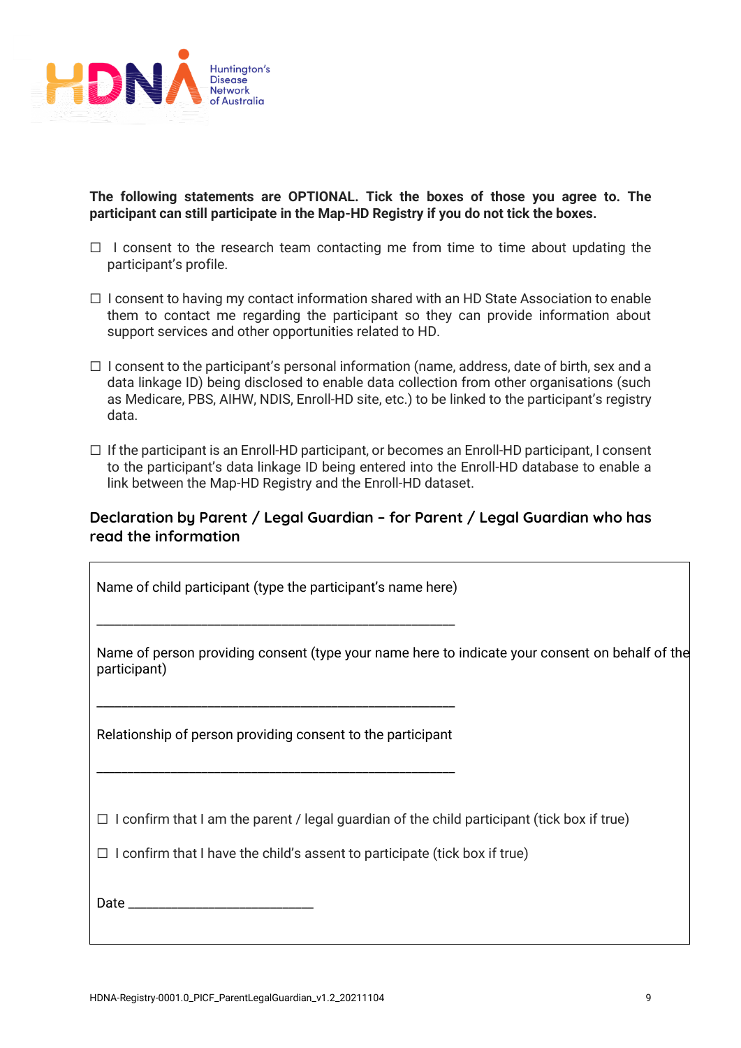**The following statements are OPTIONAL. Tick the boxes of those you agree to. The participant can still participate in the Map-HD Registry if you do not tick the boxes.**

☐ I consent to the research team contacting me from time to time about updating the participant's profile.

☐ I consent to having my contact information shared with an HD State Association to enable them to contact me regarding the participant so they can provide information about support services and other opportunities related to HD.

☐ I consent to the participant's personal information (name, address, date of birth, sex and a data linkage ID) being disclosed to enable data collection from other organisations (such as Medicare, PBS, AIHW, NDIS, Enroll-HD site, etc.) to be linked to the participant's registry data.

☐ If the participant is an Enroll-HD participant, or becomes an Enroll-HD participant, I consent to the participant's data linkage ID being entered into the Enroll-HD database to enable a link between the Map-HD Registry and the Enroll-HD dataset.

## Declaration by Parent / Legal Guardian – for Parent / Legal Guardian who has read the information

Name of child participant (type the participant's name here)

_______________________________________________

Name of person providing consent (type your name here to indicate your consent on behalf of the participant)

_______________________________________________

Relationship of person providing consent to the participant

_______________________________________________

☐ I confirm that I am the parent / legal guardian of the child participant (tick box if true)

☐ I confirm that I have the child's assent to participate (tick box if true)

Date ________________________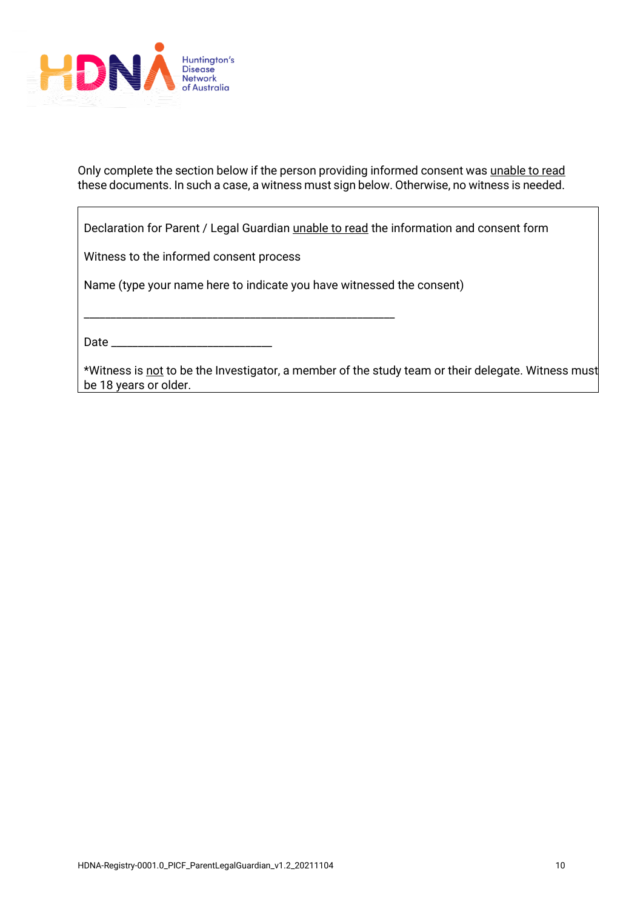Only complete the section below if the person providing informed consent was unable to read these documents. In such a case, a witness must sign below. Otherwise, no witness is needed.

Declaration for Parent / Legal Guardian unable to read the information and consent form

Witness to the informed consent process

Name (type your name here to indicate you have witnessed the consent)

___________________________________________________

Date __________________________

*Witness is not to be the Investigator, a member of the study team or their delegate. Witness must be 18 years or older.